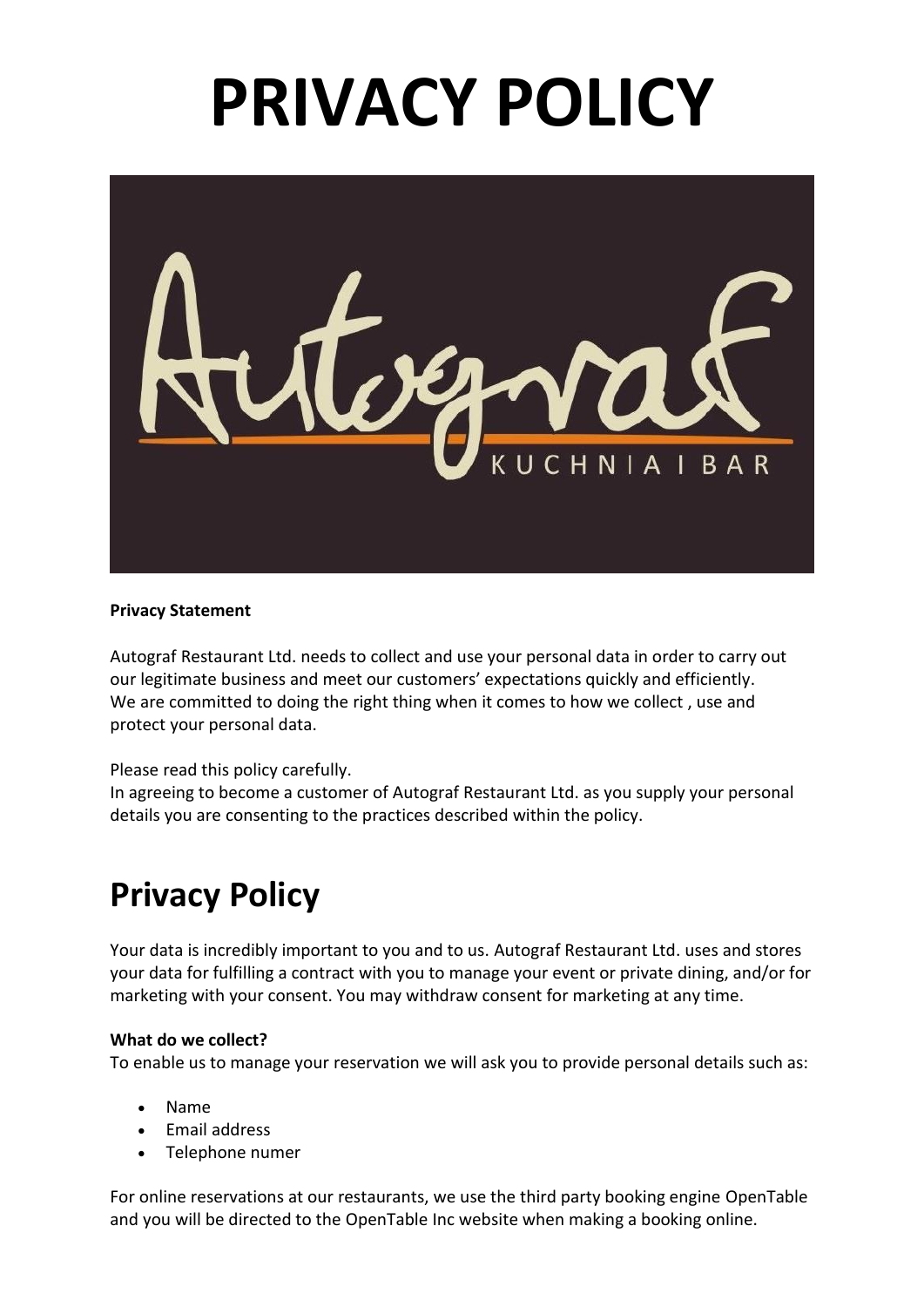# PRIVACY POLICY

**Privacy Statement**

Autograf Restaurant Ltd. needs to collect and use your personal data in order to carry out our legitimate business and meet our customers' expectations quickly and efficiently. We are committed to doing the right thing when it comes to how we collect , use and protect your personal data.

Please read this policy carefully.
In agreeing to become a customer of Autograf Restaurant Ltd. as you supply your personal details you are consenting to the practices described within the policy.

## Privacy Policy

Your data is incredibly important to you and to us. Autograf Restaurant Ltd. uses and stores your data for fulfilling a contract with you to manage your event or private dining, and/or for marketing with your consent. You may withdraw consent for marketing at any time.

**What do we collect?**
To enable us to manage your reservation we will ask you to provide personal details such as:

- Name
- Email address
- Telephone numer

For online reservations at our restaurants, we use the third party booking engine OpenTable and you will be directed to the OpenTable Inc website when making a booking online.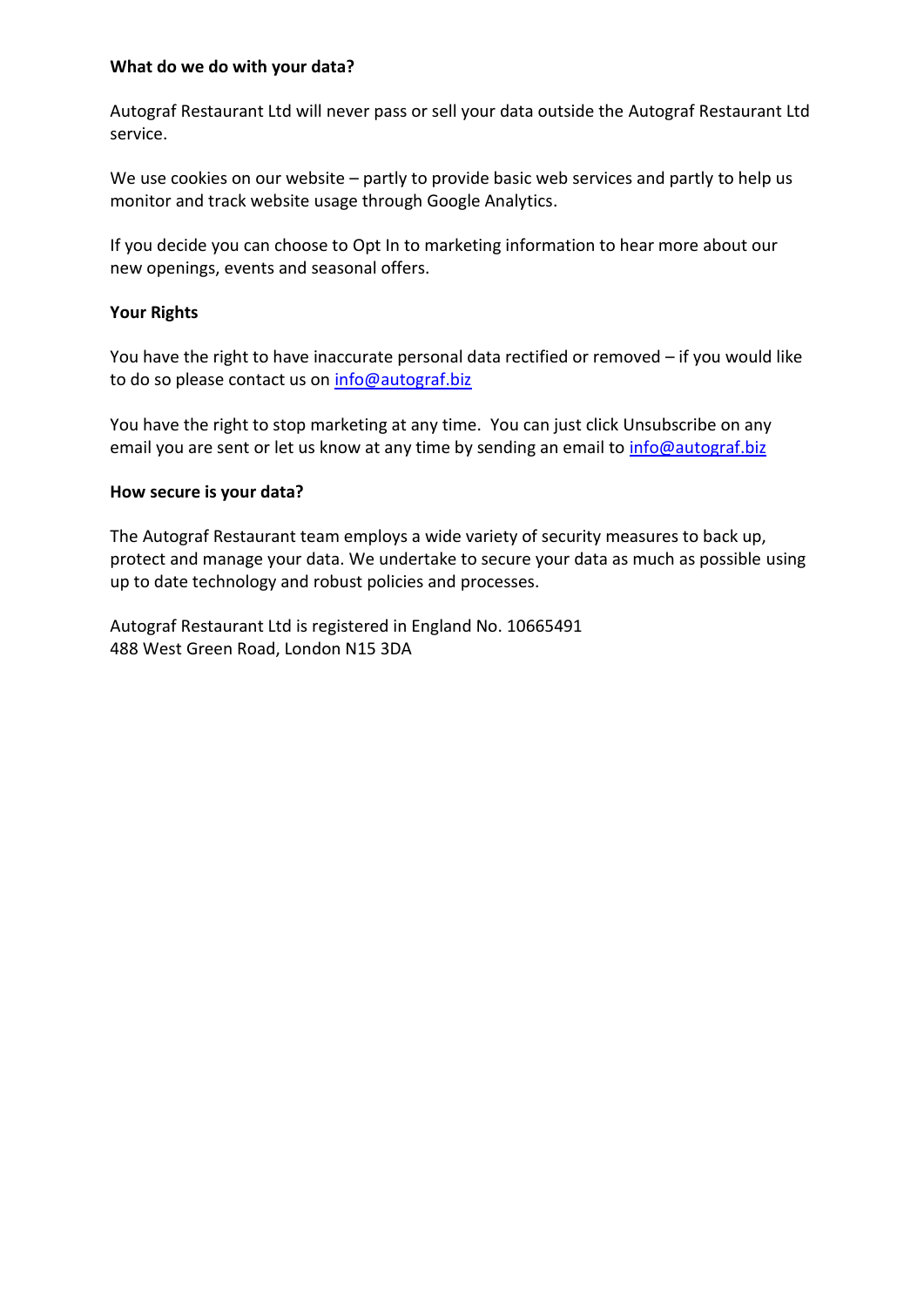**What do we do with your data?**

Autograf Restaurant Ltd will never pass or sell your data outside the Autograf Restaurant Ltd service.

We use cookies on our website – partly to provide basic web services and partly to help us monitor and track website usage through Google Analytics.

If you decide you can choose to Opt In to marketing information to hear more about our new openings, events and seasonal offers.

**Your Rights**

You have the right to have inaccurate personal data rectified or removed – if you would like to do so please contact us on info@autograf.biz

You have the right to stop marketing at any time. You can just click Unsubscribe on any email you are sent or let us know at any time by sending an email to info@autograf.biz

**How secure is your data?**

The Autograf Restaurant team employs a wide variety of security measures to back up, protect and manage your data. We undertake to secure your data as much as possible using up to date technology and robust policies and processes.

Autograf Restaurant Ltd is registered in England No. 10665491
488 West Green Road, London N15 3DA